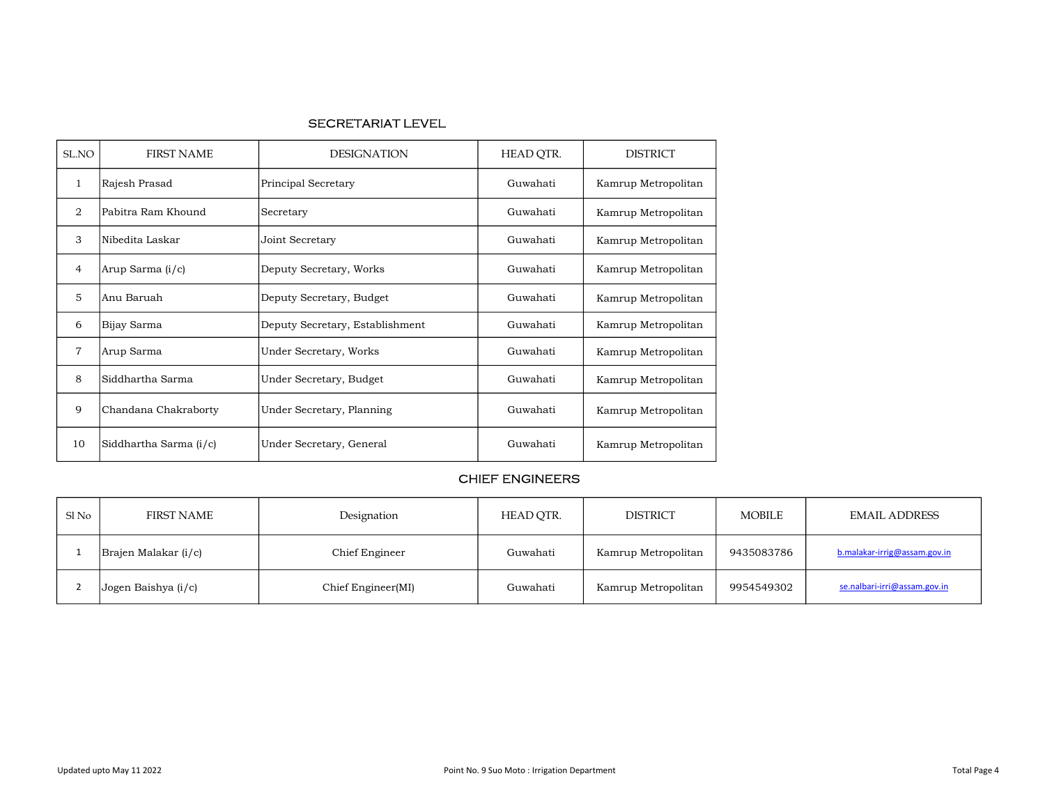## SECRETARIAT LEVEL

| SL.NO | FIRST NAME | DESIGNATION | HEAD QTR. | DISTRICT |
|---|---|---|---|---|
| 1 | Rajesh Prasad | Principal Secretary | Guwahati | Kamrup Metropolitan |
| 2 | Pabitra Ram Khound | Secretary | Guwahati | Kamrup Metropolitan |
| 3 | Nibedita Laskar | Joint Secretary | Guwahati | Kamrup Metropolitan |
| 4 | Arup Sarma (i/c) | Deputy Secretary, Works | Guwahati | Kamrup Metropolitan |
| 5 | Anu Baruah | Deputy Secretary, Budget | Guwahati | Kamrup Metropolitan |
| 6 | Bijay Sarma | Deputy Secretary, Establishment | Guwahati | Kamrup Metropolitan |
| 7 | Arup Sarma | Under Secretary, Works | Guwahati | Kamrup Metropolitan |
| 8 | Siddhartha Sarma | Under Secretary, Budget | Guwahati | Kamrup Metropolitan |
| 9 | Chandana Chakraborty | Under Secretary, Planning | Guwahati | Kamrup Metropolitan |
| 10 | Siddhartha Sarma (i/c) | Under Secretary, General | Guwahati | Kamrup Metropolitan |

## CHIEF ENGINEERS

| Sl No | FIRST NAME | Designation | HEAD QTR. | DISTRICT | MOBILE | EMAIL ADDRESS |
|---|---|---|---|---|---|---|
| 1 | Brajen Malakar (i/c) | Chief Engineer | Guwahati | Kamrup Metropolitan | 9435083786 | b.malakar-irrig@assam.gov.in |
| 2 | Jogen Baishya (i/c) | Chief Engineer(MI) | Guwahati | Kamrup Metropolitan | 9954549302 | se.nalbari-irri@assam.gov.in |

Updated upto May 11 2022

Point No. 9 Suo Moto : Irrigation Department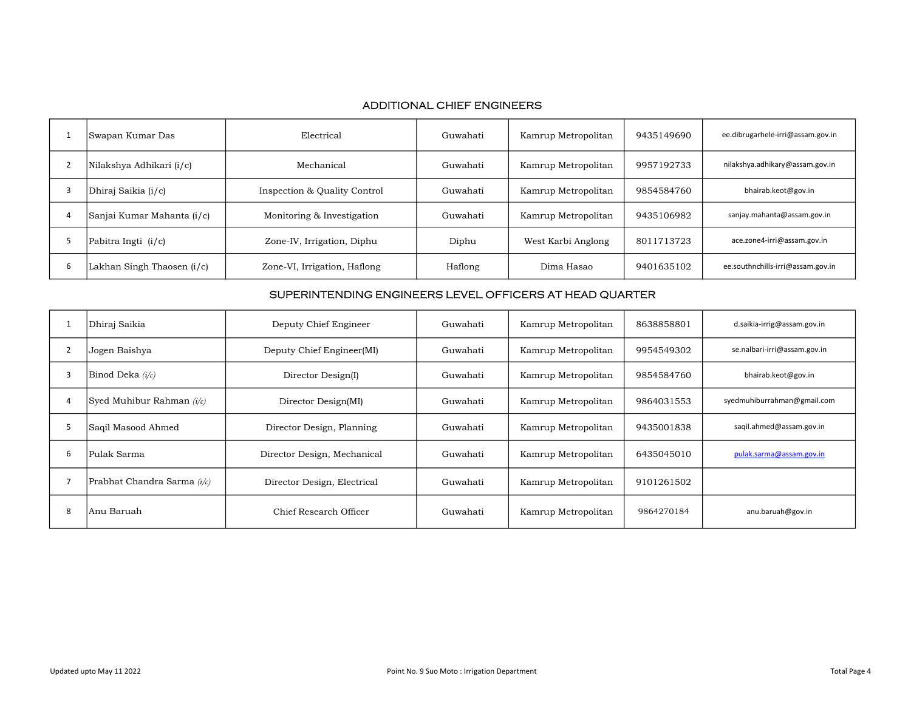## ADDITIONAL CHIEF ENGINEERS

| | | | | | | |
|---|---|---|---|---|---|---|
| 1 | Swapan Kumar Das | Electrical | Guwahati | Kamrup Metropolitan | 9435149690 | ee.dibrugarhele-irri@assam.gov.in |
| 2 | Nilakshya Adhikari (i/c) | Mechanical | Guwahati | Kamrup Metropolitan | 9957192733 | nilakshya.adhikary@assam.gov.in |
| 3 | Dhiraj Saikia (i/c) | Inspection & Quality Control | Guwahati | Kamrup Metropolitan | 9854584760 | bhairab.keot@gov.in |
| 4 | Sanjai Kumar Mahanta (i/c) | Monitoring & Investigation | Guwahati | Kamrup Metropolitan | 9435106982 | sanjay.mahanta@assam.gov.in |
| 5 | Pabitra Ingti (i/c) | Zone-IV, Irrigation, Diphu | Diphu | West Karbi Anglong | 8011713723 | ace.zone4-irri@assam.gov.in |
| 6 | Lakhan Singh Thaosen (i/c) | Zone-VI, Irrigation, Haflong | Haflong | Dima Hasao | 9401635102 | ee.southnchills-irri@assam.gov.in |

## SUPERINTENDING ENGINEERS LEVEL OFFICERS AT HEAD QUARTER

| | | | | | | |
|---|---|---|---|---|---|---|
| 1 | Dhiraj Saikia | Deputy Chief Engineer | Guwahati | Kamrup Metropolitan | 8638858801 | d.saikia-irrig@assam.gov.in |
| 2 | Jogen Baishya | Deputy Chief Engineer(MI) | Guwahati | Kamrup Metropolitan | 9954549302 | se.nalbari-irri@assam.gov.in |
| 3 | Binod Deka *(i/c)* | Director Design(I) | Guwahati | Kamrup Metropolitan | 9854584760 | bhairab.keot@gov.in |
| 4 | Syed Muhibur Rahman *(i/c)* | Director Design(MI) | Guwahati | Kamrup Metropolitan | 9864031553 | syedmuhiburrahman@gmail.com |
| 5 | Saqil Masood Ahmed | Director Design, Planning | Guwahati | Kamrup Metropolitan | 9435001838 | saqil.ahmed@assam.gov.in |
| 6 | Pulak Sarma | Director Design, Mechanical | Guwahati | Kamrup Metropolitan | 6435045010 | pulak.sarma@assam.gov.in |
| 7 | Prabhat Chandra Sarma *(i/c)* | Director Design, Electrical | Guwahati | Kamrup Metropolitan | 9101261502 | |
| 8 | Anu Baruah | Chief Research Officer | Guwahati | Kamrup Metropolitan | 9864270184 | anu.baruah@gov.in |

Updated upto May 11 2022

Point No. 9 Suo Moto : Irrigation Department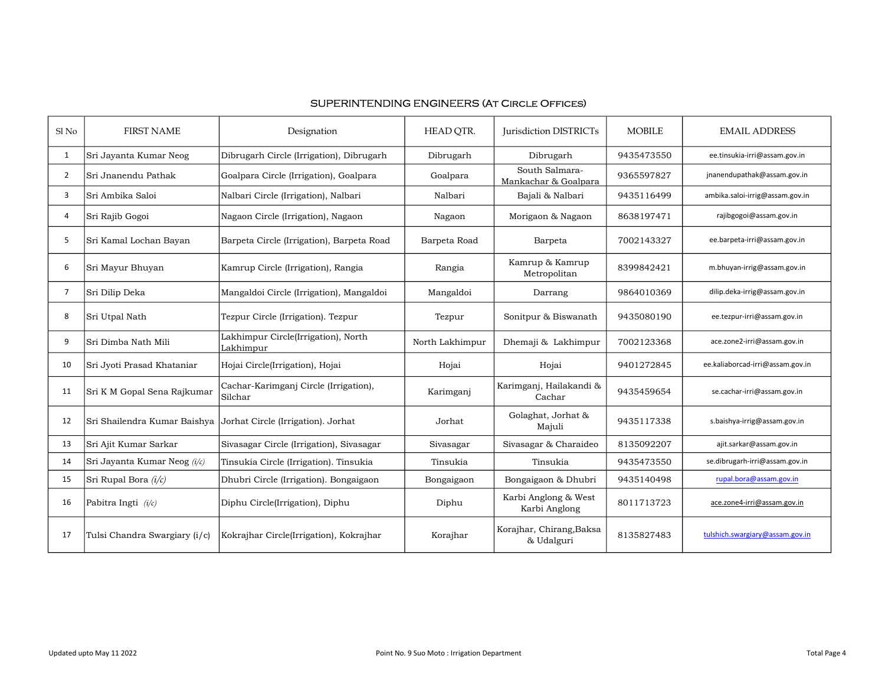## SUPERINTENDING ENGINEERS (At Circle Offices)

| Sl No | FIRST NAME | Designation | HEAD QTR. | Jurisdiction DISTRICTs | MOBILE | EMAIL ADDRESS |
|---|---|---|---|---|---|---|
| 1 | Sri Jayanta Kumar Neog | Dibrugarh Circle (Irrigation), Dibrugarh | Dibrugarh | Dibrugarh | 9435473550 | ee.tinsukia-irri@assam.gov.in |
| 2 | Sri Jnanendu Pathak | Goalpara Circle (Irrigation), Goalpara | Goalpara | South Salmara-Mankachar & Goalpara | 9365597827 | jnanendupathak@assam.gov.in |
| 3 | Sri Ambika Saloi | Nalbari Circle (Irrigation), Nalbari | Nalbari | Bajali & Nalbari | 9435116499 | ambika.saloi-irrig@assam.gov.in |
| 4 | Sri Rajib Gogoi | Nagaon Circle (Irrigation), Nagaon | Nagaon | Morigaon & Nagaon | 8638197471 | rajibgogoi@assam.gov.in |
| 5 | Sri Kamal Lochan Bayan | Barpeta Circle (Irrigation), Barpeta Road | Barpeta Road | Barpeta | 7002143327 | ee.barpeta-irri@assam.gov.in |
| 6 | Sri Mayur Bhuyan | Kamrup Circle (Irrigation), Rangia | Rangia | Kamrup & Kamrup Metropolitan | 8399842421 | m.bhuyan-irrig@assam.gov.in |
| 7 | Sri Dilip Deka | Mangaldoi Circle (Irrigation), Mangaldoi | Mangaldoi | Darrang | 9864010369 | dilip.deka-irrig@assam.gov.in |
| 8 | Sri Utpal Nath | Tezpur Circle (Irrigation). Tezpur | Tezpur | Sonitpur & Biswanath | 9435080190 | ee.tezpur-irri@assam.gov.in |
| 9 | Sri Dimba Nath Mili | Lakhimpur Circle(Irrigation), North Lakhimpur | North Lakhimpur | Dhemaji & Lakhimpur | 7002123368 | ace.zone2-irri@assam.gov.in |
| 10 | Sri Jyoti Prasad Khataniar | Hojai Circle(Irrigation), Hojai | Hojai | Hojai | 9401272845 | ee.kaliaborcad-irri@assam.gov.in |
| 11 | Sri K M Gopal Sena Rajkumar | Cachar-Karimganj Circle (Irrigation), Silchar | Karimganj | Karimganj, Hailakandi & Cachar | 9435459654 | se.cachar-irri@assam.gov.in |
| 12 | Sri Shailendra Kumar Baishya | Jorhat Circle (Irrigation). Jorhat | Jorhat | Golaghat, Jorhat & Majuli | 9435117338 | s.baishya-irrig@assam.gov.in |
| 13 | Sri Ajit Kumar Sarkar | Sivasagar Circle (Irrigation), Sivasagar | Sivasagar | Sivasagar & Charaideo | 8135092207 | ajit.sarkar@assam.gov.in |
| 14 | Sri Jayanta Kumar Neog *(i/c)* | Tinsukia Circle (Irrigation). Tinsukia | Tinsukia | Tinsukia | 9435473550 | se.dibrugarh-irri@assam.gov.in |
| 15 | Sri Rupal Bora *(i/c)* | Dhubri Circle (Irrigation). Bongaigaon | Bongaigaon | Bongaigaon & Dhubri | 9435140498 | rupal.bora@assam.gov.in |
| 16 | Pabitra Ingti *(i/c)* | Diphu Circle(Irrigation), Diphu | Diphu | Karbi Anglong & West Karbi Anglong | 8011713723 | ace.zone4-irri@assam.gov.in |
| 17 | Tulsi Chandra Swargiary (i/c) | Kokrajhar Circle(Irrigation), Kokrajhar | Korajhar | Korajhar, Chirang,Baksa & Udalguri | 8135827483 | tulshich.swargiary@assam.gov.in |

Updated upto May 11 2022

Point No. 9 Suo Moto : Irrigation Department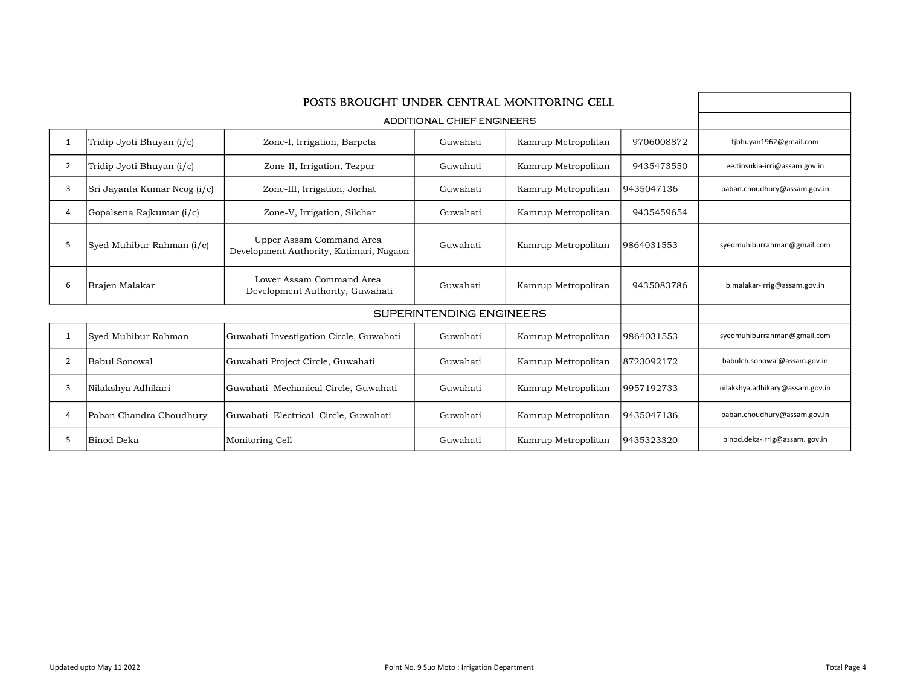## POSTS BROUGHT UNDER CENTRAL MONITORING CELL

### ADDITIONAL CHIEF ENGINEERS

| | | | | | | |
|---|---|---|---|---|---|---|
| 1 | Tridip Jyoti Bhuyan (i/c) | Zone-I, Irrigation, Barpeta | Guwahati | Kamrup Metropolitan | 9706008872 | tjbhuyan1962@gmail.com |
| 2 | Tridip Jyoti Bhuyan (i/c) | Zone-II, Irrigation, Tezpur | Guwahati | Kamrup Metropolitan | 9435473550 | ee.tinsukia-irri@assam.gov.in |
| 3 | Sri Jayanta Kumar Neog (i/c) | Zone-III, Irrigation, Jorhat | Guwahati | Kamrup Metropolitan | 9435047136 | paban.choudhury@assam.gov.in |
| 4 | Gopalsena Rajkumar (i/c) | Zone-V, Irrigation, Silchar | Guwahati | Kamrup Metropolitan | 9435459654 | |
| 5 | Syed Muhibur Rahman (i/c) | Upper Assam Command Area Development Authority, Katimari, Nagaon | Guwahati | Kamrup Metropolitan | 9864031553 | syedmuhiburrahman@gmail.com |
| 6 | Brajen Malakar | Lower Assam Command Area Development Authority, Guwahati | Guwahati | Kamrup Metropolitan | 9435083786 | b.malakar-irrig@assam.gov.in |

### SUPERINTENDING ENGINEERS

| | | | | | | |
|---|---|---|---|---|---|---|
| 1 | Syed Muhibur Rahman | Guwahati Investigation Circle, Guwahati | Guwahati | Kamrup Metropolitan | 9864031553 | syedmuhiburrahman@gmail.com |
| 2 | Babul Sonowal | Guwahati Project Circle, Guwahati | Guwahati | Kamrup Metropolitan | 8723092172 | babulch.sonowal@assam.gov.in |
| 3 | Nilakshya Adhikari | Guwahati Mechanical Circle, Guwahati | Guwahati | Kamrup Metropolitan | 9957192733 | nilakshya.adhikary@assam.gov.in |
| 4 | Paban Chandra Choudhury | Guwahati Electrical Circle, Guwahati | Guwahati | Kamrup Metropolitan | 9435047136 | paban.choudhury@assam.gov.in |
| 5 | Binod Deka | Monitoring Cell | Guwahati | Kamrup Metropolitan | 9435323320 | binod.deka-irrig@assam. gov.in |

Updated upto May 11 2022

Point No. 9 Suo Moto : Irrigation Department